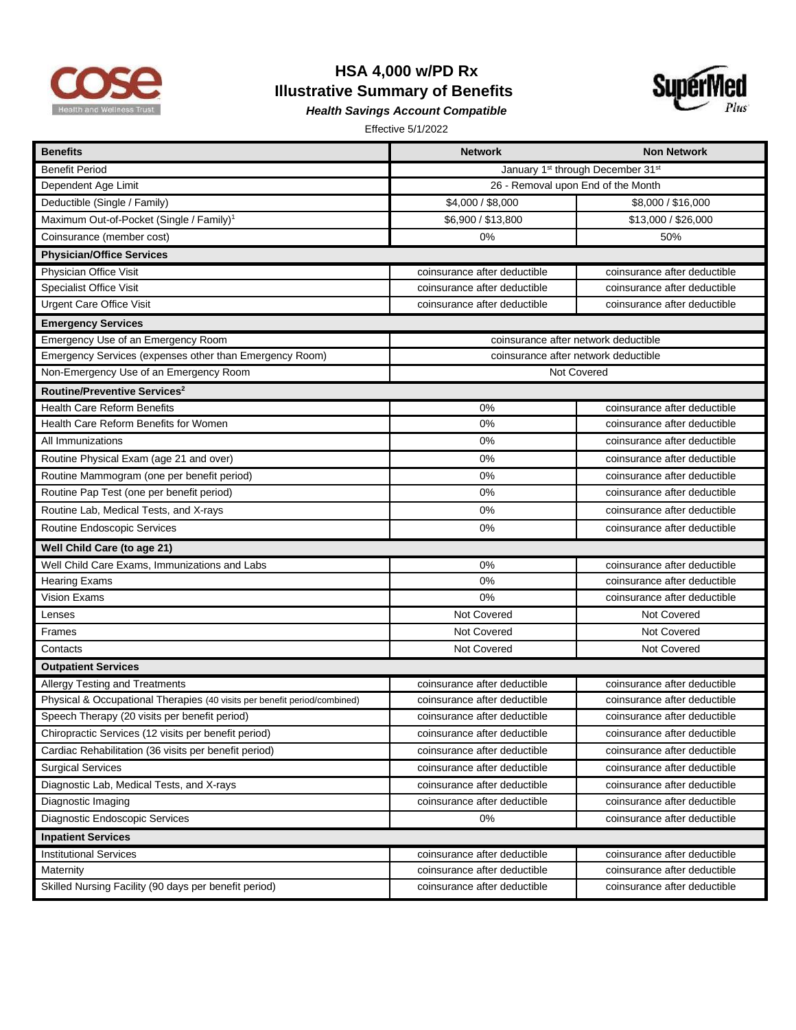# HSA 4,000 w/PD Rx
## Illustrative Summary of Benefits
***Health Savings Account Compatible***

Effective 5/1/2022

| Benefits | Network | Non Network |
|---|---|---|
| Benefit Period | January 1st through December 31st | |
| Dependent Age Limit | 26 - Removal upon End of the Month | |
| Deductible (Single / Family) | $4,000 / $8,000 | $8,000 / $16,000 |
| Maximum Out-of-Pocket (Single / Family)[1] | $6,900 / $13,800 | $13,000 / $26,000 |
| Coinsurance (member cost) | 0% | 50% |
| **Physician/Office Services** | | |
| Physician Office Visit | coinsurance after deductible | coinsurance after deductible |
| Specialist Office Visit | coinsurance after deductible | coinsurance after deductible |
| Urgent Care Office Visit | coinsurance after deductible | coinsurance after deductible |
| **Emergency Services** | | |
| Emergency Use of an Emergency Room | coinsurance after network deductible | |
| Emergency Services (expenses other than Emergency Room) | coinsurance after network deductible | |
| Non-Emergency Use of an Emergency Room | Not Covered | |
| **Routine/Preventive Services[2]** | | |
| Health Care Reform Benefits | 0% | coinsurance after deductible |
| Health Care Reform Benefits for Women | 0% | coinsurance after deductible |
| All Immunizations | 0% | coinsurance after deductible |
| Routine Physical Exam (age 21 and over) | 0% | coinsurance after deductible |
| Routine Mammogram (one per benefit period) | 0% | coinsurance after deductible |
| Routine Pap Test (one per benefit period) | 0% | coinsurance after deductible |
| Routine Lab, Medical Tests, and X-rays | 0% | coinsurance after deductible |
| Routine Endoscopic Services | 0% | coinsurance after deductible |
| **Well Child Care (to age 21)** | | |
| Well Child Care Exams, Immunizations and Labs | 0% | coinsurance after deductible |
| Hearing Exams | 0% | coinsurance after deductible |
| Vision Exams | 0% | coinsurance after deductible |
| Lenses | Not Covered | Not Covered |
| Frames | Not Covered | Not Covered |
| Contacts | Not Covered | Not Covered |
| **Outpatient Services** | | |
| Allergy Testing and Treatments | coinsurance after deductible | coinsurance after deductible |
| Physical & Occupational Therapies (40 visits per benefit period/combined) | coinsurance after deductible | coinsurance after deductible |
| Speech Therapy (20 visits per benefit period) | coinsurance after deductible | coinsurance after deductible |
| Chiropractic Services (12 visits per benefit period) | coinsurance after deductible | coinsurance after deductible |
| Cardiac Rehabilitation (36 visits per benefit period) | coinsurance after deductible | coinsurance after deductible |
| Surgical Services | coinsurance after deductible | coinsurance after deductible |
| Diagnostic Lab, Medical Tests, and X-rays | coinsurance after deductible | coinsurance after deductible |
| Diagnostic Imaging | coinsurance after deductible | coinsurance after deductible |
| Diagnostic Endoscopic Services | 0% | coinsurance after deductible |
| **Inpatient Services** | | |
| Institutional Services | coinsurance after deductible | coinsurance after deductible |
| Maternity | coinsurance after deductible | coinsurance after deductible |
| Skilled Nursing Facility (90 days per benefit period) | coinsurance after deductible | coinsurance after deductible |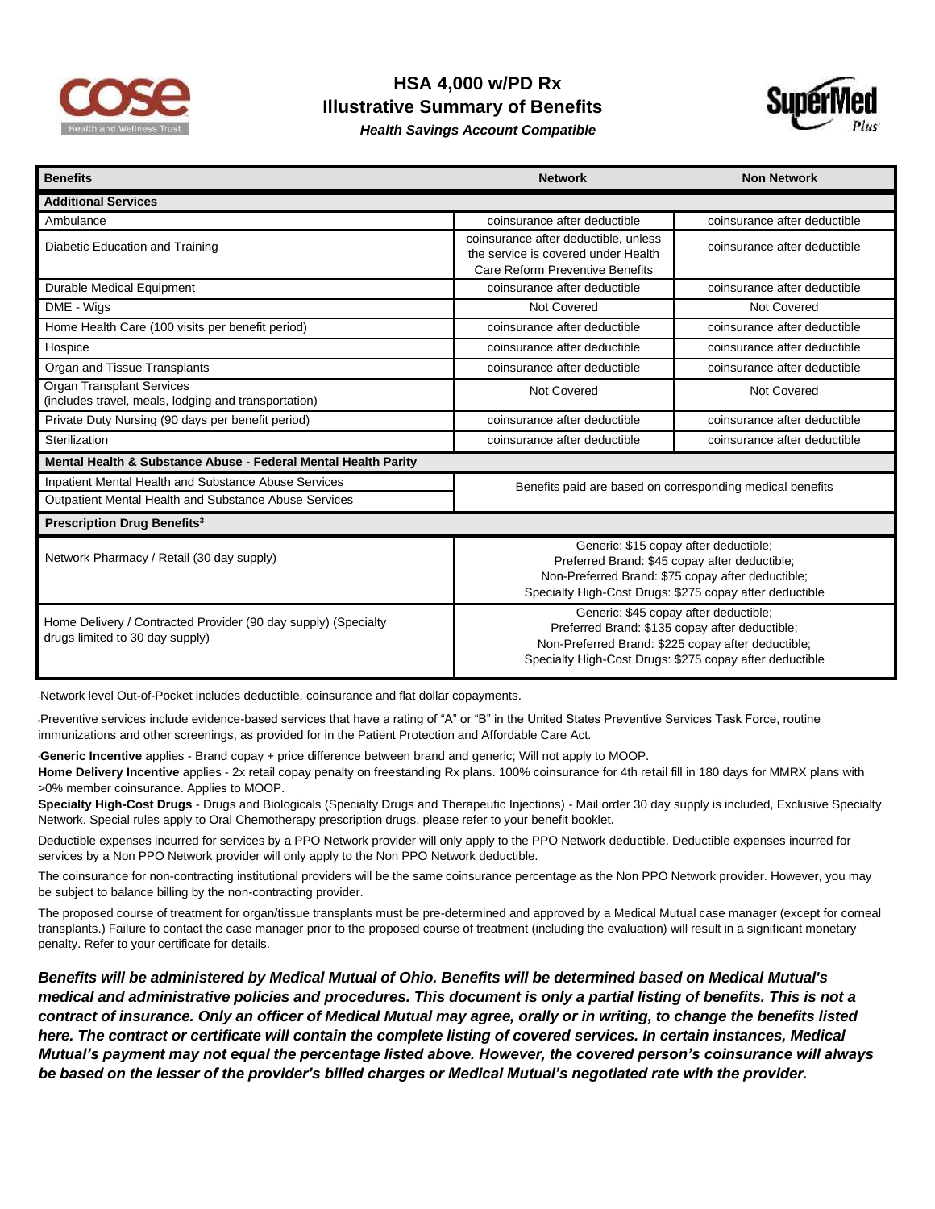# HSA 4,000 w/PD Rx
## Illustrative Summary of Benefits
***Health Savings Account Compatible***

| Benefits | Network | Non Network |
|---|---|---|
| **Additional Services** | | |
| Ambulance | coinsurance after deductible | coinsurance after deductible |
| Diabetic Education and Training | coinsurance after deductible, unless the service is covered under Health Care Reform Preventive Benefits | coinsurance after deductible |
| Durable Medical Equipment | coinsurance after deductible | coinsurance after deductible |
| DME - Wigs | Not Covered | Not Covered |
| Home Health Care (100 visits per benefit period) | coinsurance after deductible | coinsurance after deductible |
| Hospice | coinsurance after deductible | coinsurance after deductible |
| Organ and Tissue Transplants | coinsurance after deductible | coinsurance after deductible |
| Organ Transplant Services (includes travel, meals, lodging and transportation) | Not Covered | Not Covered |
| Private Duty Nursing (90 days per benefit period) | coinsurance after deductible | coinsurance after deductible |
| Sterilization | coinsurance after deductible | coinsurance after deductible |
| **Mental Health & Substance Abuse - Federal Mental Health Parity** | | |
| Inpatient Mental Health and Substance Abuse Services | Benefits paid are based on corresponding medical benefits | |
| Outpatient Mental Health and Substance Abuse Services | | |
| **Prescription Drug Benefits[3]** | | |
| Network Pharmacy / Retail (30 day supply) | Generic: $15 copay after deductible; Preferred Brand: $45 copay after deductible; Non-Preferred Brand: $75 copay after deductible; Specialty High-Cost Drugs: $275 copay after deductible | |
| Home Delivery / Contracted Provider (90 day supply) (Specialty drugs limited to 30 day supply) | Generic: $45 copay after deductible; Preferred Brand: $135 copay after deductible; Non-Preferred Brand: $225 copay after deductible; Specialty High-Cost Drugs: $275 copay after deductible | |

[1]Network level Out-of-Pocket includes deductible, coinsurance and flat dollar copayments.

[2]Preventive services include evidence-based services that have a rating of "A" or "B" in the United States Preventive Services Task Force, routine immunizations and other screenings, as provided for in the Patient Protection and Affordable Care Act.

[3]**Generic Incentive** applies - Brand copay + price difference between brand and generic; Will not apply to MOOP.
**Home Delivery Incentive** applies - 2x retail copay penalty on freestanding Rx plans. 100% coinsurance for 4th retail fill in 180 days for MMRX plans with >0% member coinsurance. Applies to MOOP.
**Specialty High-Cost Drugs** - Drugs and Biologicals (Specialty Drugs and Therapeutic Injections) - Mail order 30 day supply is included, Exclusive Specialty Network. Special rules apply to Oral Chemotherapy prescription drugs, please refer to your benefit booklet.

Deductible expenses incurred for services by a PPO Network provider will only apply to the PPO Network deductible. Deductible expenses incurred for services by a Non PPO Network provider will only apply to the Non PPO Network deductible.

The coinsurance for non-contracting institutional providers will be the same coinsurance percentage as the Non PPO Network provider. However, you may be subject to balance billing by the non-contracting provider.

The proposed course of treatment for organ/tissue transplants must be pre-determined and approved by a Medical Mutual case manager (except for corneal transplants.) Failure to contact the case manager prior to the proposed course of treatment (including the evaluation) will result in a significant monetary penalty. Refer to your certificate for details.

***Benefits will be administered by Medical Mutual of Ohio. Benefits will be determined based on Medical Mutual's medical and administrative policies and procedures. This document is only a partial listing of benefits. This is not a contract of insurance. Only an officer of Medical Mutual may agree, orally or in writing, to change the benefits listed here. The contract or certificate will contain the complete listing of covered services. In certain instances, Medical Mutual's payment may not equal the percentage listed above. However, the covered person's coinsurance will always be based on the lesser of the provider's billed charges or Medical Mutual's negotiated rate with the provider.***